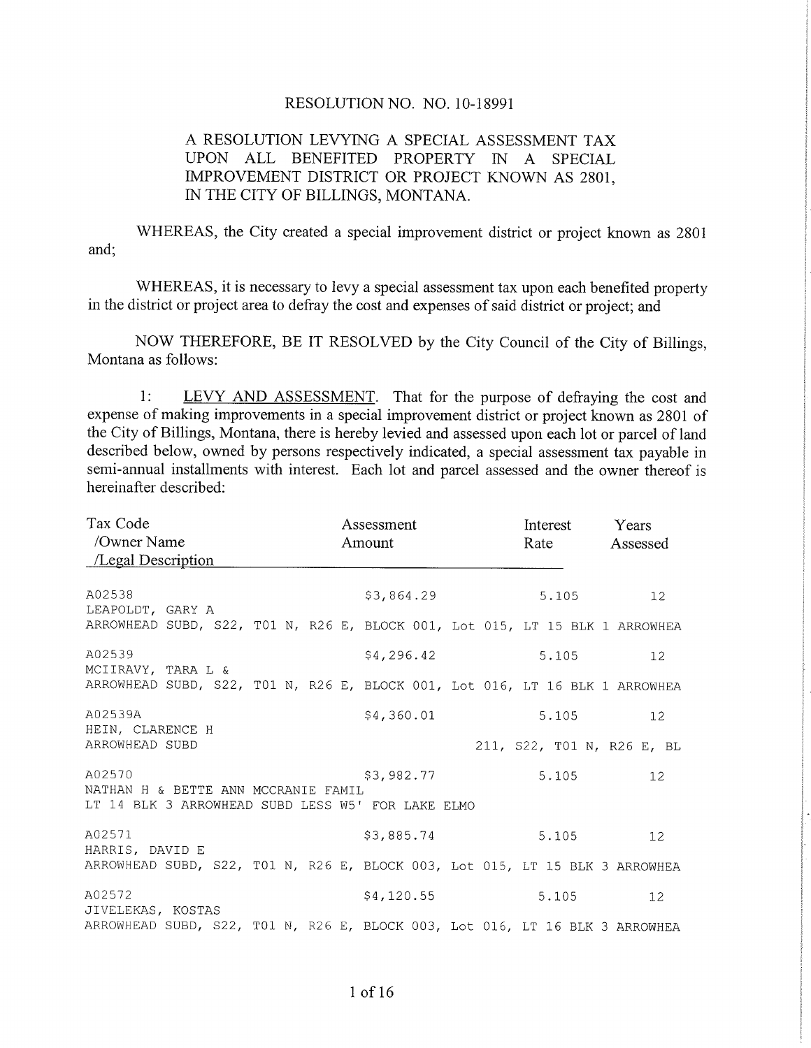RESOLUTION NO. NO. 10-18991

A RESOLUTION LEVYING A SPECIAL ASSESSMENT TAX UPON ALL BENEFITED PROPERTY IN A SPECIAL IMPROVEMENT DISTRICT OR PROJECT KNOWN AS 2801, IN THE CITY OF BILLINGS, MONTANA.

WHEREAS, the City created a special improvement district or project known as 2801 and;

WHEREAS, it is necessary to levy a special assessment tax upon each benefited property in the district or project area to defray the cost and expenses of said district or project; and

NOW THEREFORE, BE IT RESOLVED by the City Council of the City of Billings, Montana as follows:

1: LEVY AND ASSESSMENT. That for the purpose of defraying the cost and expense of making improvements in a special improvement district or project known as 2801 of the City of Billings, Montana, there is hereby levied and assessed upon each lot or parcel of land described below, owned by persons respectively indicated, a special assessment tax payable in semi-annual installments with interest. Each lot and parcel assessed and the owner thereof is hereinafter described:

| Tax Code /Owner Name /Legal Description | Assessment Amount | Interest Rate | Years Assessed |
|---|---|---|---|
| A02538<br>LEAPOLDT, GARY A<br>ARROWHEAD SUBD, S22, T01 N, R26 E, BLOCK 001, Lot 015, LT 15 BLK 1 ARROWHEA | $3,864.29 | 5.105 | 12 |
| A02539<br>MCIIRAVY, TARA L &<br>ARROWHEAD SUBD, S22, T01 N, R26 E, BLOCK 001, Lot 016, LT 16 BLK 1 ARROWHEA | $4,296.42 | 5.105 | 12 |
| A02539A<br>HEIN, CLARENCE H<br>ARROWHEAD SUBD 211, S22, T01 N, R26 E, BL | $4,360.01 | 5.105 | 12 |
| A02570<br>NATHAN H & BETTE ANN MCCRANIE FAMIL<br>LT 14 BLK 3 ARROWHEAD SUBD LESS W5' FOR LAKE ELMO | $3,982.77 | 5.105 | 12 |
| A02571<br>HARRIS, DAVID E<br>ARROWHEAD SUBD, S22, T01 N, R26 E, BLOCK 003, Lot 015, LT 15 BLK 3 ARROWHEA | $3,885.74 | 5.105 | 12 |
| A02572<br>JIVELEKAS, KOSTAS<br>ARROWHEAD SUBD, S22, T01 N, R26 E, BLOCK 003, Lot 016, LT 16 BLK 3 ARROWHEA | $4,120.55 | 5.105 | 12 |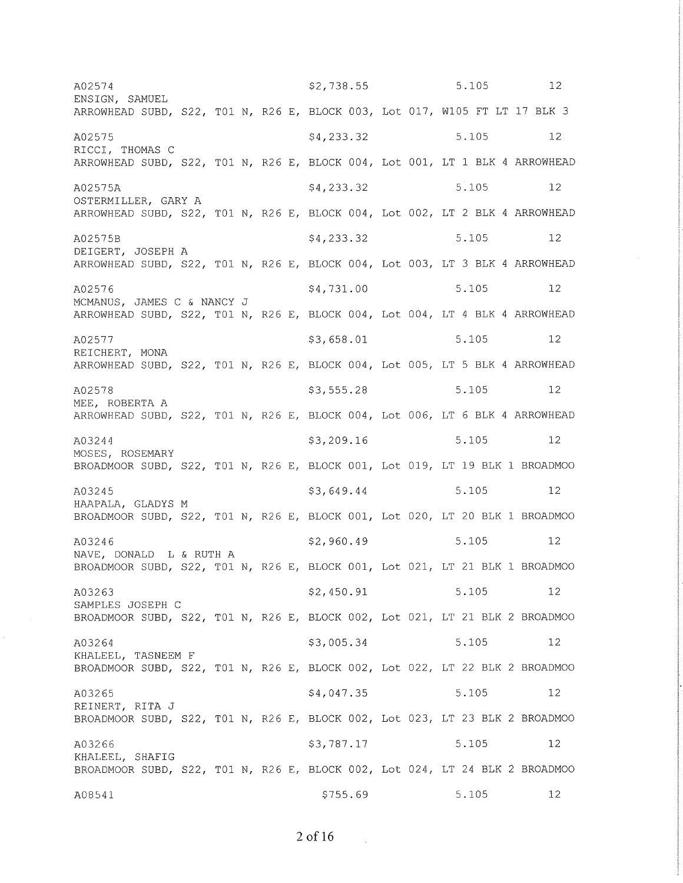A02574 $2,738.55 5.105 12
ENSIGN, SAMUEL
ARROWHEAD SUBD, S22, T01 N, R26 E, BLOCK 003, Lot 017, W105 FT LT 17 BLK 3

A02575 $4,233.32 5.105 12
RICCI, THOMAS C
ARROWHEAD SUBD, S22, T01 N, R26 E, BLOCK 004, Lot 001, LT 1 BLK 4 ARROWHEAD

A02575A $4,233.32 5.105 12
OSTERMILLER, GARY A
ARROWHEAD SUBD, S22, T01 N, R26 E, BLOCK 004, Lot 002, LT 2 BLK 4 ARROWHEAD

A02575B $4,233.32 5.105 12
DEIGERT, JOSEPH A
ARROWHEAD SUBD, S22, T01 N, R26 E, BLOCK 004, Lot 003, LT 3 BLK 4 ARROWHEAD

A02576 $4,731.00 5.105 12
MCMANUS, JAMES C & NANCY J
ARROWHEAD SUBD, S22, T01 N, R26 E, BLOCK 004, Lot 004, LT 4 BLK 4 ARROWHEAD

A02577 $3,658.01 5.105 12
REICHERT, MONA
ARROWHEAD SUBD, S22, T01 N, R26 E, BLOCK 004, Lot 005, LT 5 BLK 4 ARROWHEAD

A02578 $3,555.28 5.105 12
MEE, ROBERTA A
ARROWHEAD SUBD, S22, T01 N, R26 E, BLOCK 004, Lot 006, LT 6 BLK 4 ARROWHEAD

A03244 $3,209.16 5.105 12
MOSES, ROSEMARY
BROADMOOR SUBD, S22, T01 N, R26 E, BLOCK 001, Lot 019, LT 19 BLK 1 BROADMOO

A03245 $3,649.44 5.105 12
HAAPALA, GLADYS M
BROADMOOR SUBD, S22, T01 N, R26 E, BLOCK 001, Lot 020, LT 20 BLK 1 BROADMOO

A03246 $2,960.49 5.105 12
NAVE, DONALD L & RUTH A
BROADMOOR SUBD, S22, T01 N, R26 E, BLOCK 001, Lot 021, LT 21 BLK 1 BROADMOO

A03263 $2,450.91 5.105 12
SAMPLES JOSEPH C
BROADMOOR SUBD, S22, T01 N, R26 E, BLOCK 002, Lot 021, LT 21 BLK 2 BROADMOO

A03264 $3,005.34 5.105 12
KHALEEL, TASNEEM F
BROADMOOR SUBD, S22, T01 N, R26 E, BLOCK 002, Lot 022, LT 22 BLK 2 BROADMOO

A03265 $4,047.35 5.105 12
REINERT, RITA J
BROADMOOR SUBD, S22, T01 N, R26 E, BLOCK 002, Lot 023, LT 23 BLK 2 BROADMOO

A03266 $3,787.17 5.105 12
KHALEEL, SHAFIG
BROADMOOR SUBD, S22, T01 N, R26 E, BLOCK 002, Lot 024, LT 24 BLK 2 BROADMOO

A08541 $755.69 5.105 12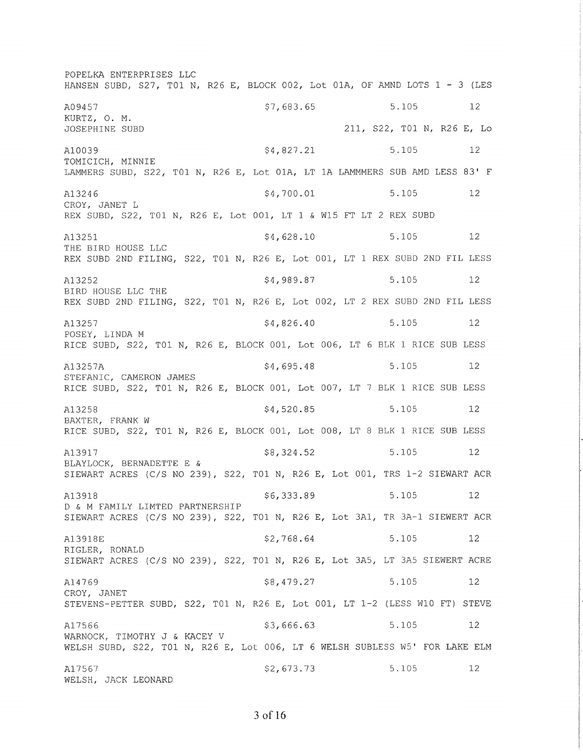POPELKA ENTERPRISES LLC
HANSEN SUBD, S27, T01 N, R26 E, BLOCK 002, Lot 01A, OF AMND LOTS 1 - 3 (LES

A09457 $7,683.65 5.105 12
KURTZ, O. M.
JOSEPHINE SUBD 211, S22, T01 N, R26 E, Lo

A10039 $4,827.21 5.105 12
TOMICICH, MINNIE
LAMMERS SUBD, S22, T01 N, R26 E, Lot 01A, LT 1A LAMMMERS SUB AMD LESS 83' F

A13246 $4,700.01 5.105 12
CROY, JANET L
REX SUBD, S22, T01 N, R26 E, Lot 001, LT 1 & W15 FT LT 2 REX SUBD

A13251 $4,628.10 5.105 12
THE BIRD HOUSE LLC
REX SUBD 2ND FILING, S22, T01 N, R26 E, Lot 001, LT 1 REX SUBD 2ND FIL LESS

A13252 $4,989.87 5.105 12
BIRD HOUSE LLC THE
REX SUBD 2ND FILING, S22, T01 N, R26 E, Lot 002, LT 2 REX SUBD 2ND FIL LESS

A13257 $4,826.40 5.105 12
POSEY, LINDA M
RICE SUBD, S22, T01 N, R26 E, BLOCK 001, Lot 006, LT 6 BLK 1 RICE SUB LESS

A13257A $4,695.48 5.105 12
STEFANIC, CAMERON JAMES
RICE SUBD, S22, T01 N, R26 E, BLOCK 001, Lot 007, LT 7 BLK 1 RICE SUB LESS

A13258 $4,520.85 5.105 12
BAXTER, FRANK W
RICE SUBD, S22, T01 N, R26 E, BLOCK 001, Lot 008, LT 8 BLK 1 RICE SUB LESS

A13917 $8,324.52 5.105 12
BLAYLOCK, BERNADETTE E &
SIEWART ACRES (C/S NO 239), S22, T01 N, R26 E, Lot 001, TRS 1-2 SIEWART ACR

A13918 $6,333.89 5.105 12
D & M FAMILY LIMTED PARTNERSHIP
SIEWART ACRES (C/S NO 239), S22, T01 N, R26 E, Lot 3A1, TR 3A-1 SIEWERT ACR

A13918E $2,768.64 5.105 12
RIGLER, RONALD
SIEWART ACRES (C/S NO 239), S22, T01 N, R26 E, Lot 3A5, LT 3A5 SIEWERT ACRE

A14769 $8,479.27 5.105 12
CROY, JANET
STEVENS-PETTER SUBD, S22, T01 N, R26 E, Lot 001, LT 1-2 (LESS W10 FT) STEVE

A17566 $3,666.63 5.105 12
WARNOCK, TIMOTHY J & KACEY V
WELSH SUBD, S22, T01 N, R26 E, Lot 006, LT 6 WELSH SUBLESS W5' FOR LAKE ELM

A17567 $2,673.73 5.105 12
WELSH, JACK LEONARD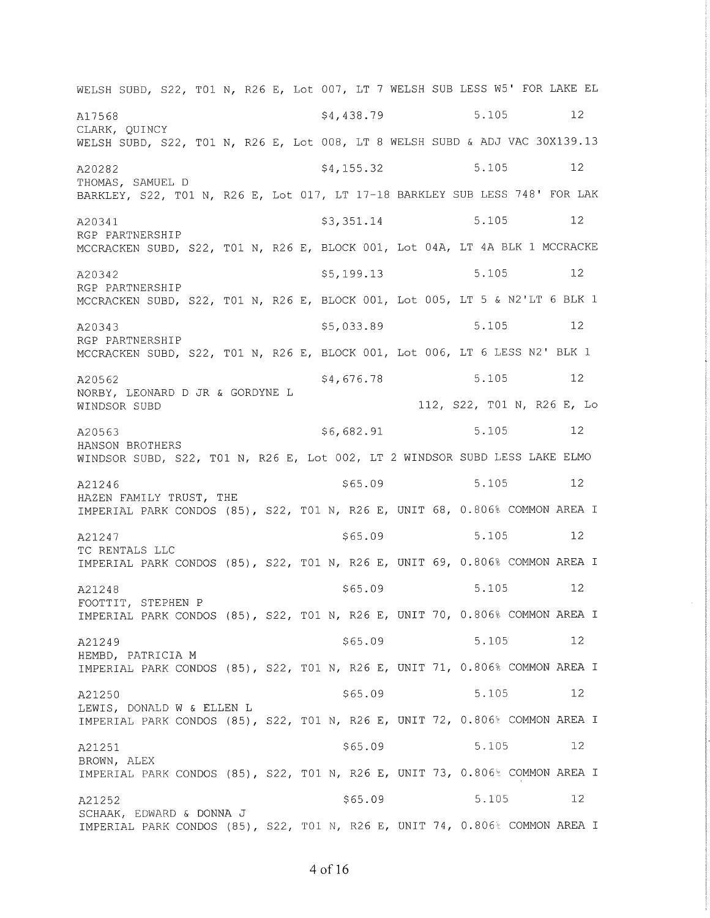WELSH SUBD, S22, T01 N, R26 E, Lot 007, LT 7 WELSH SUB LESS W5' FOR LAKE EL

A17568 $4,438.79 5.105 12
CLARK, QUINCY
WELSH SUBD, S22, T01 N, R26 E, Lot 008, LT 8 WELSH SUBD & ADJ VAC 30X139.13

A20282 $4,155.32 5.105 12
THOMAS, SAMUEL D
BARKLEY, S22, T01 N, R26 E, Lot 017, LT 17-18 BARKLEY SUB LESS 748' FOR LAK

A20341 $3,351.14 5.105 12
RGP PARTNERSHIP
MCCRACKEN SUBD, S22, T01 N, R26 E, BLOCK 001, Lot 04A, LT 4A BLK 1 MCCRACKE

A20342 $5,199.13 5.105 12
RGP PARTNERSHIP
MCCRACKEN SUBD, S22, T01 N, R26 E, BLOCK 001, Lot 005, LT 5 & N2'LT 6 BLK 1

A20343 $5,033.89 5.105 12
RGP PARTNERSHIP
MCCRACKEN SUBD, S22, T01 N, R26 E, BLOCK 001, Lot 006, LT 6 LESS N2' BLK 1

A20562 $4,676.78 5.105 12
NORBY, LEONARD D JR & GORDYNE L
WINDSOR SUBD 112, S22, T01 N, R26 E, Lo

A20563 $6,682.91 5.105 12
HANSON BROTHERS
WINDSOR SUBD, S22, T01 N, R26 E, Lot 002, LT 2 WINDSOR SUBD LESS LAKE ELMO

A21246 $65.09 5.105 12
HAZEN FAMILY TRUST, THE
IMPERIAL PARK CONDOS (85), S22, T01 N, R26 E, UNIT 68, 0.806% COMMON AREA I

A21247 $65.09 5.105 12
TC RENTALS LLC
IMPERIAL PARK CONDOS (85), S22, T01 N, R26 E, UNIT 69, 0.806% COMMON AREA I

A21248 $65.09 5.105 12
FOOTTIT, STEPHEN P
IMPERIAL PARK CONDOS (85), S22, T01 N, R26 E, UNIT 70, 0.806% COMMON AREA I

A21249 $65.09 5.105 12
HEMBD, PATRICIA M
IMPERIAL PARK CONDOS (85), S22, T01 N, R26 E, UNIT 71, 0.806% COMMON AREA I

A21250 $65.09 5.105 12
LEWIS, DONALD W & ELLEN L
IMPERIAL PARK CONDOS (85), S22, T01 N, R26 E, UNIT 72, 0.806% COMMON AREA I

A21251 $65.09 5.105 12
BROWN, ALEX
IMPERIAL PARK CONDOS (85), S22, T01 N, R26 E, UNIT 73, 0.806% COMMON AREA I

A21252 $65.09 5.105 12
SCHAAK, EDWARD & DONNA J
IMPERIAL PARK CONDOS (85), S22, T01 N, R26 E, UNIT 74, 0.806% COMMON AREA I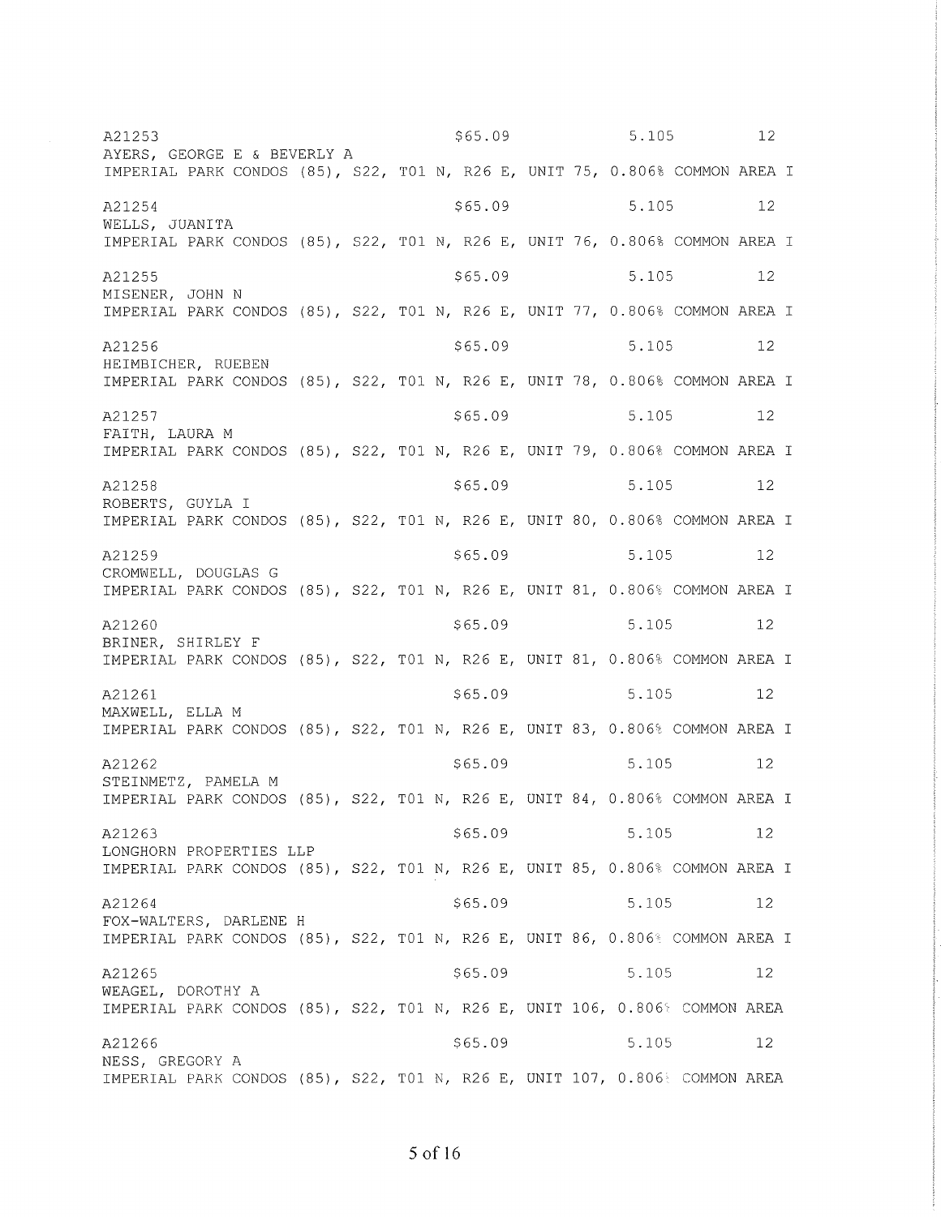A21253 $65.09 5.105 12
AYERS, GEORGE E & BEVERLY A
IMPERIAL PARK CONDOS (85), S22, T01 N, R26 E, UNIT 75, 0.806% COMMON AREA I

A21254 $65.09 5.105 12
WELLS, JUANITA
IMPERIAL PARK CONDOS (85), S22, T01 N, R26 E, UNIT 76, 0.806% COMMON AREA I

A21255 $65.09 5.105 12
MISENER, JOHN N
IMPERIAL PARK CONDOS (85), S22, T01 N, R26 E, UNIT 77, 0.806% COMMON AREA I

A21256 $65.09 5.105 12
HEIMBICHER, RUEBEN
IMPERIAL PARK CONDOS (85), S22, T01 N, R26 E, UNIT 78, 0.806% COMMON AREA I

A21257 $65.09 5.105 12
FAITH, LAURA M
IMPERIAL PARK CONDOS (85), S22, T01 N, R26 E, UNIT 79, 0.806% COMMON AREA I

A21258 $65.09 5.105 12
ROBERTS, GUYLA I
IMPERIAL PARK CONDOS (85), S22, T01 N, R26 E, UNIT 80, 0.806% COMMON AREA I

A21259 $65.09 5.105 12
CROMWELL, DOUGLAS G
IMPERIAL PARK CONDOS (85), S22, T01 N, R26 E, UNIT 81, 0.806% COMMON AREA I

A21260 $65.09 5.105 12
BRINER, SHIRLEY F
IMPERIAL PARK CONDOS (85), S22, T01 N, R26 E, UNIT 81, 0.806% COMMON AREA I

A21261 $65.09 5.105 12
MAXWELL, ELLA M
IMPERIAL PARK CONDOS (85), S22, T01 N, R26 E, UNIT 83, 0.806% COMMON AREA I

A21262 $65.09 5.105 12
STEINMETZ, PAMELA M
IMPERIAL PARK CONDOS (85), S22, T01 N, R26 E, UNIT 84, 0.806% COMMON AREA I

A21263 $65.09 5.105 12
LONGHORN PROPERTIES LLP
IMPERIAL PARK CONDOS (85), S22, T01 N, R26 E, UNIT 85, 0.806% COMMON AREA I

A21264 $65.09 5.105 12
FOX-WALTERS, DARLENE H
IMPERIAL PARK CONDOS (85), S22, T01 N, R26 E, UNIT 86, 0.806% COMMON AREA I

A21265 $65.09 5.105 12
WEAGEL, DOROTHY A
IMPERIAL PARK CONDOS (85), S22, T01 N, R26 E, UNIT 106, 0.806% COMMON AREA

A21266 $65.09 5.105 12
NESS, GREGORY A
IMPERIAL PARK CONDOS (85), S22, T01 N, R26 E, UNIT 107, 0.806% COMMON AREA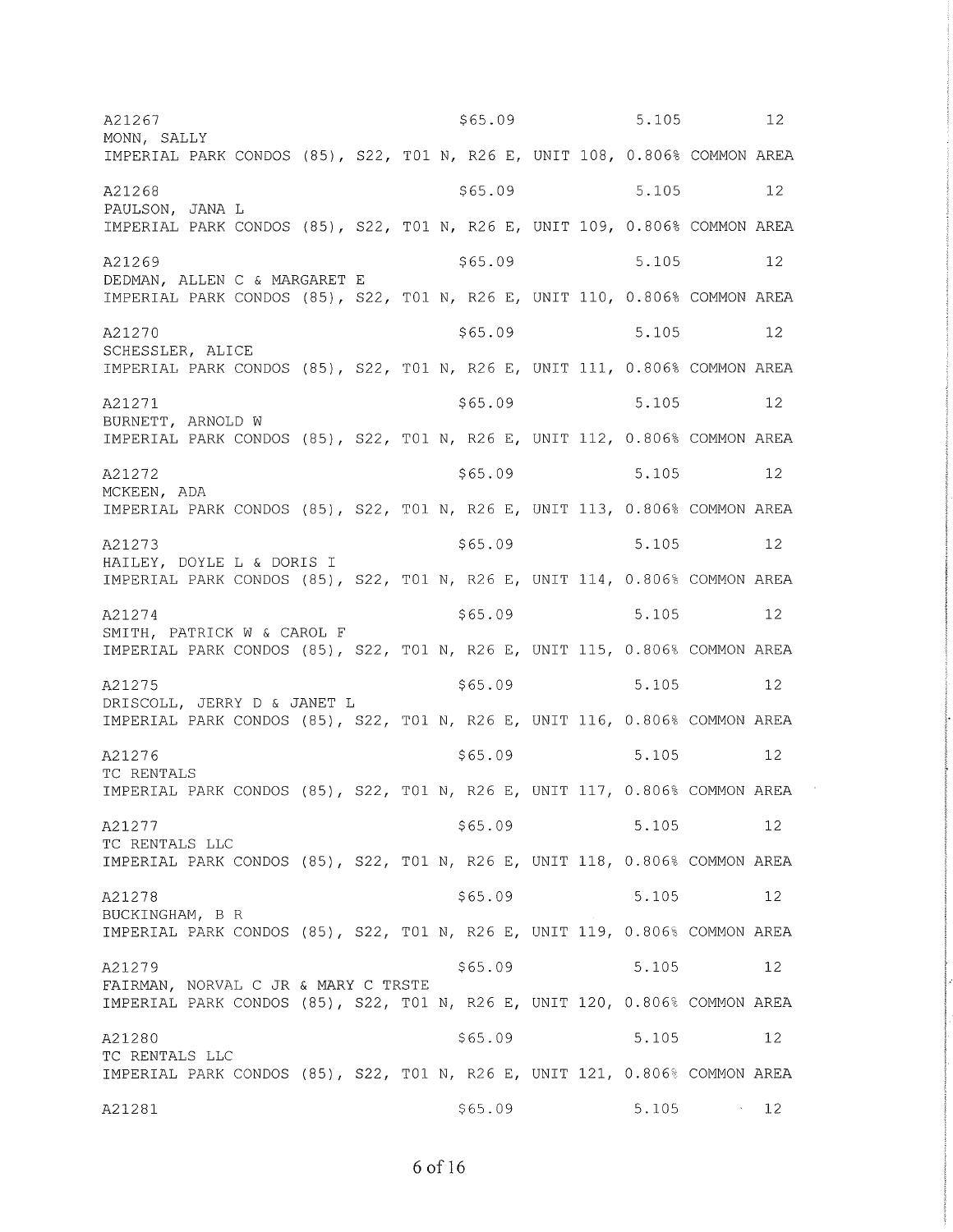A21267 $65.09 5.105 12
MONN, SALLY
IMPERIAL PARK CONDOS (85), S22, T01 N, R26 E, UNIT 108, 0.806% COMMON AREA

A21268 $65.09 5.105 12
PAULSON, JANA L
IMPERIAL PARK CONDOS (85), S22, T01 N, R26 E, UNIT 109, 0.806% COMMON AREA

A21269 $65.09 5.105 12
DEDMAN, ALLEN C & MARGARET E
IMPERIAL PARK CONDOS (85), S22, T01 N, R26 E, UNIT 110, 0.806% COMMON AREA

A21270 $65.09 5.105 12
SCHESSLER, ALICE
IMPERIAL PARK CONDOS (85), S22, T01 N, R26 E, UNIT 111, 0.806% COMMON AREA

A21271 $65.09 5.105 12
BURNETT, ARNOLD W
IMPERIAL PARK CONDOS (85), S22, T01 N, R26 E, UNIT 112, 0.806% COMMON AREA

A21272 $65.09 5.105 12
MCKEEN, ADA
IMPERIAL PARK CONDOS (85), S22, T01 N, R26 E, UNIT 113, 0.806% COMMON AREA

A21273 $65.09 5.105 12
HAILEY, DOYLE L & DORIS I
IMPERIAL PARK CONDOS (85), S22, T01 N, R26 E, UNIT 114, 0.806% COMMON AREA

A21274 $65.09 5.105 12
SMITH, PATRICK W & CAROL F
IMPERIAL PARK CONDOS (85), S22, T01 N, R26 E, UNIT 115, 0.806% COMMON AREA

A21275 $65.09 5.105 12
DRISCOLL, JERRY D & JANET L
IMPERIAL PARK CONDOS (85), S22, T01 N, R26 E, UNIT 116, 0.806% COMMON AREA

A21276 $65.09 5.105 12
TC RENTALS
IMPERIAL PARK CONDOS (85), S22, T01 N, R26 E, UNIT 117, 0.806% COMMON AREA

A21277 $65.09 5.105 12
TC RENTALS LLC
IMPERIAL PARK CONDOS (85), S22, T01 N, R26 E, UNIT 118, 0.806% COMMON AREA

A21278 $65.09 5.105 12
BUCKINGHAM, B R
IMPERIAL PARK CONDOS (85), S22, T01 N, R26 E, UNIT 119, 0.806% COMMON AREA

A21279 $65.09 5.105 12
FAIRMAN, NORVAL C JR & MARY C TRSTE
IMPERIAL PARK CONDOS (85), S22, T01 N, R26 E, UNIT 120, 0.806% COMMON AREA

A21280 $65.09 5.105 12
TC RENTALS LLC
IMPERIAL PARK CONDOS (85), S22, T01 N, R26 E, UNIT 121, 0.806% COMMON AREA

A21281 $65.09 5.105 12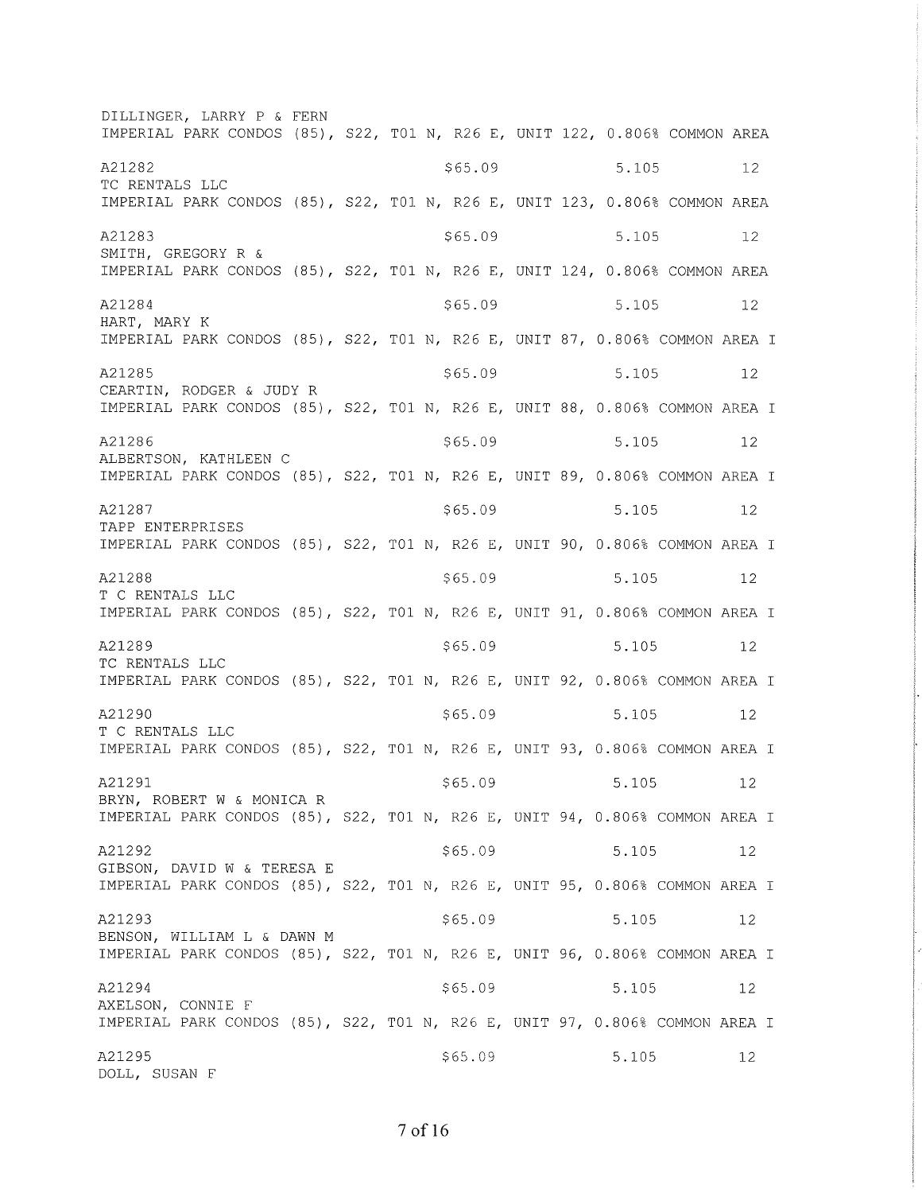DILLINGER, LARRY P & FERN
IMPERIAL PARK CONDOS (85), S22, T01 N, R26 E, UNIT 122, 0.806% COMMON AREA

A21282 $65.09 5.105 12
TC RENTALS LLC
IMPERIAL PARK CONDOS (85), S22, T01 N, R26 E, UNIT 123, 0.806% COMMON AREA

A21283 $65.09 5.105 12
SMITH, GREGORY R &
IMPERIAL PARK CONDOS (85), S22, T01 N, R26 E, UNIT 124, 0.806% COMMON AREA

A21284 $65.09 5.105 12
HART, MARY K
IMPERIAL PARK CONDOS (85), S22, T01 N, R26 E, UNIT 87, 0.806% COMMON AREA I

A21285 $65.09 5.105 12
CEARTIN, RODGER & JUDY R
IMPERIAL PARK CONDOS (85), S22, T01 N, R26 E, UNIT 88, 0.806% COMMON AREA I

A21286 $65.09 5.105 12
ALBERTSON, KATHLEEN C
IMPERIAL PARK CONDOS (85), S22, T01 N, R26 E, UNIT 89, 0.806% COMMON AREA I

A21287 $65.09 5.105 12
TAPP ENTERPRISES
IMPERIAL PARK CONDOS (85), S22, T01 N, R26 E, UNIT 90, 0.806% COMMON AREA I

A21288 $65.09 5.105 12
T C RENTALS LLC
IMPERIAL PARK CONDOS (85), S22, T01 N, R26 E, UNIT 91, 0.806% COMMON AREA I

A21289 $65.09 5.105 12
TC RENTALS LLC
IMPERIAL PARK CONDOS (85), S22, T01 N, R26 E, UNIT 92, 0.806% COMMON AREA I

A21290 $65.09 5.105 12
T C RENTALS LLC
IMPERIAL PARK CONDOS (85), S22, T01 N, R26 E, UNIT 93, 0.806% COMMON AREA I

A21291 $65.09 5.105 12
BRYN, ROBERT W & MONICA R
IMPERIAL PARK CONDOS (85), S22, T01 N, R26 E, UNIT 94, 0.806% COMMON AREA I

A21292 $65.09 5.105 12
GIBSON, DAVID W & TERESA E
IMPERIAL PARK CONDOS (85), S22, T01 N, R26 E, UNIT 95, 0.806% COMMON AREA I

A21293 $65.09 5.105 12
BENSON, WILLIAM L & DAWN M
IMPERIAL PARK CONDOS (85), S22, T01 N, R26 E, UNIT 96, 0.806% COMMON AREA I

A21294 $65.09 5.105 12
AXELSON, CONNIE F
IMPERIAL PARK CONDOS (85), S22, T01 N, R26 E, UNIT 97, 0.806% COMMON AREA I

A21295 $65.09 5.105 12
DOLL, SUSAN F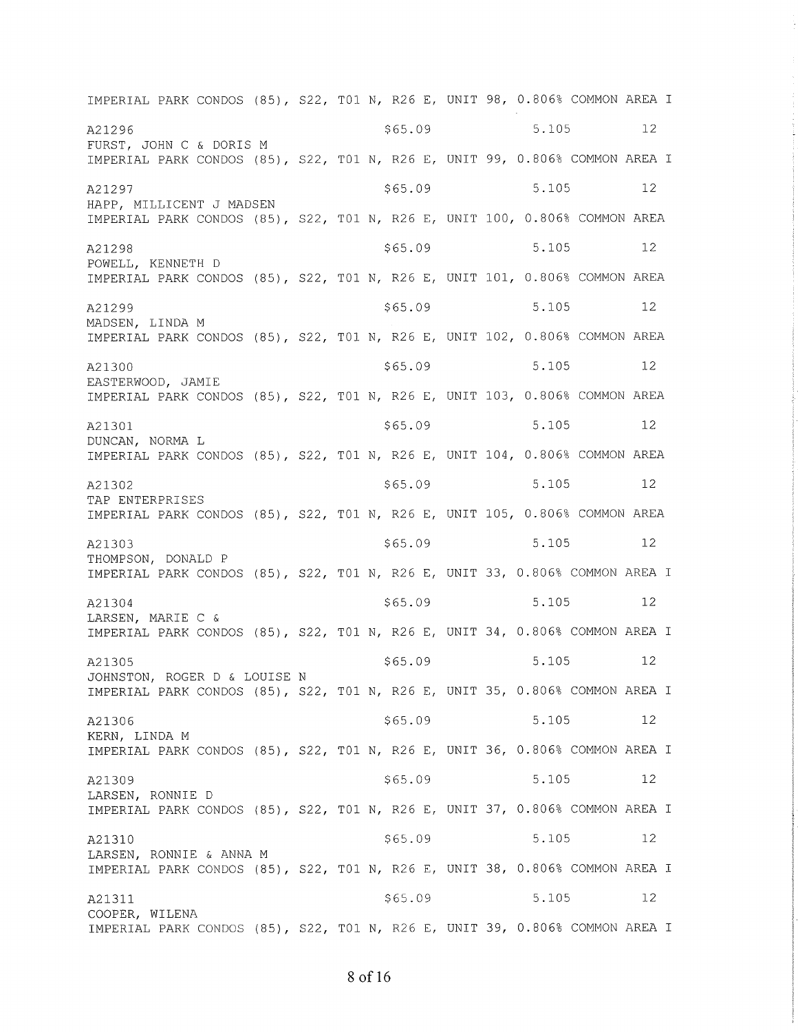IMPERIAL PARK CONDOS (85), S22, T01 N, R26 E, UNIT 98, 0.806% COMMON AREA I

A21296 $65.09 5.105 12
FURST, JOHN C & DORIS M
IMPERIAL PARK CONDOS (85), S22, T01 N, R26 E, UNIT 99, 0.806% COMMON AREA I

A21297 $65.09 5.105 12
HAPP, MILLICENT J MADSEN
IMPERIAL PARK CONDOS (85), S22, T01 N, R26 E, UNIT 100, 0.806% COMMON AREA

A21298 $65.09 5.105 12
POWELL, KENNETH D
IMPERIAL PARK CONDOS (85), S22, T01 N, R26 E, UNIT 101, 0.806% COMMON AREA

A21299 $65.09 5.105 12
MADSEN, LINDA M
IMPERIAL PARK CONDOS (85), S22, T01 N, R26 E, UNIT 102, 0.806% COMMON AREA

A21300 $65.09 5.105 12
EASTERWOOD, JAMIE
IMPERIAL PARK CONDOS (85), S22, T01 N, R26 E, UNIT 103, 0.806% COMMON AREA

A21301 $65.09 5.105 12
DUNCAN, NORMA L
IMPERIAL PARK CONDOS (85), S22, T01 N, R26 E, UNIT 104, 0.806% COMMON AREA

A21302 $65.09 5.105 12
TAP ENTERPRISES
IMPERIAL PARK CONDOS (85), S22, T01 N, R26 E, UNIT 105, 0.806% COMMON AREA

A21303 $65.09 5.105 12
THOMPSON, DONALD P
IMPERIAL PARK CONDOS (85), S22, T01 N, R26 E, UNIT 33, 0.806% COMMON AREA I

A21304 $65.09 5.105 12
LARSEN, MARIE C &
IMPERIAL PARK CONDOS (85), S22, T01 N, R26 E, UNIT 34, 0.806% COMMON AREA I

A21305 $65.09 5.105 12
JOHNSTON, ROGER D & LOUISE N
IMPERIAL PARK CONDOS (85), S22, T01 N, R26 E, UNIT 35, 0.806% COMMON AREA I

A21306 $65.09 5.105 12
KERN, LINDA M
IMPERIAL PARK CONDOS (85), S22, T01 N, R26 E, UNIT 36, 0.806% COMMON AREA I

A21309 $65.09 5.105 12
LARSEN, RONNIE D
IMPERIAL PARK CONDOS (85), S22, T01 N, R26 E, UNIT 37, 0.806% COMMON AREA I

A21310 $65.09 5.105 12
LARSEN, RONNIE & ANNA M
IMPERIAL PARK CONDOS (85), S22, T01 N, R26 E, UNIT 38, 0.806% COMMON AREA I

A21311 $65.09 5.105 12
COOPER, WILENA
IMPERIAL PARK CONDOS (85), S22, T01 N, R26 E, UNIT 39, 0.806% COMMON AREA I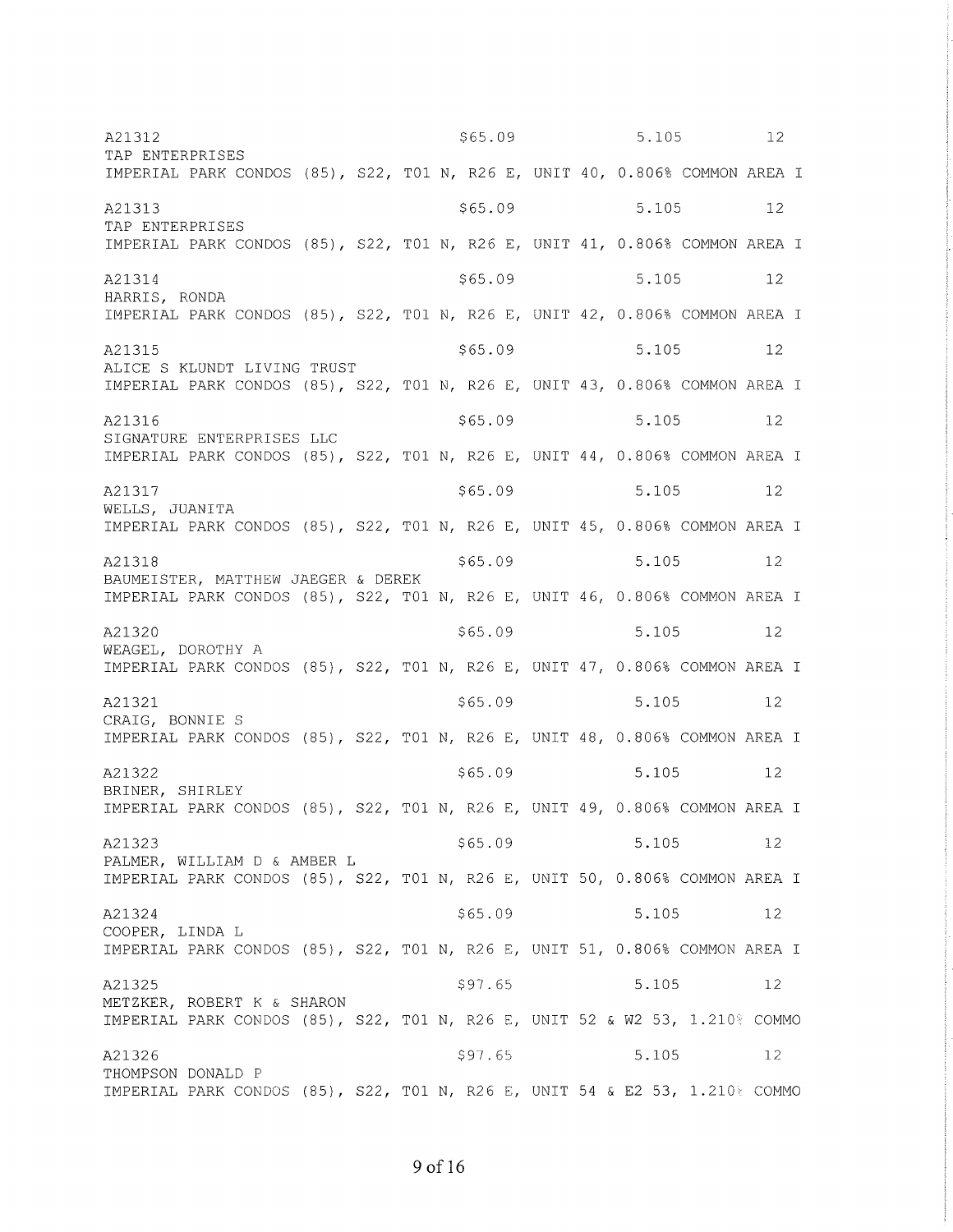A21312 $65.09 5.105 12
TAP ENTERPRISES
IMPERIAL PARK CONDOS (85), S22, T01 N, R26 E, UNIT 40, 0.806% COMMON AREA I

A21313 $65.09 5.105 12
TAP ENTERPRISES
IMPERIAL PARK CONDOS (85), S22, T01 N, R26 E, UNIT 41, 0.806% COMMON AREA I

A21314 $65.09 5.105 12
HARRIS, RONDA
IMPERIAL PARK CONDOS (85), S22, T01 N, R26 E, UNIT 42, 0.806% COMMON AREA I

A21315 $65.09 5.105 12
ALICE S KLUNDT LIVING TRUST
IMPERIAL PARK CONDOS (85), S22, T01 N, R26 E, UNIT 43, 0.806% COMMON AREA I

A21316 $65.09 5.105 12
SIGNATURE ENTERPRISES LLC
IMPERIAL PARK CONDOS (85), S22, T01 N, R26 E, UNIT 44, 0.806% COMMON AREA I

A21317 $65.09 5.105 12
WELLS, JUANITA
IMPERIAL PARK CONDOS (85), S22, T01 N, R26 E, UNIT 45, 0.806% COMMON AREA I

A21318 $65.09 5.105 12
BAUMEISTER, MATTHEW JAEGER & DEREK
IMPERIAL PARK CONDOS (85), S22, T01 N, R26 E, UNIT 46, 0.806% COMMON AREA I

A21320 $65.09 5.105 12
WEAGEL, DOROTHY A
IMPERIAL PARK CONDOS (85), S22, T01 N, R26 E, UNIT 47, 0.806% COMMON AREA I

A21321 $65.09 5.105 12
CRAIG, BONNIE S
IMPERIAL PARK CONDOS (85), S22, T01 N, R26 E, UNIT 48, 0.806% COMMON AREA I

A21322 $65.09 5.105 12
BRINER, SHIRLEY
IMPERIAL PARK CONDOS (85), S22, T01 N, R26 E, UNIT 49, 0.806% COMMON AREA I

A21323 $65.09 5.105 12
PALMER, WILLIAM D & AMBER L
IMPERIAL PARK CONDOS (85), S22, T01 N, R26 E, UNIT 50, 0.806% COMMON AREA I

A21324 $65.09 5.105 12
COOPER, LINDA L
IMPERIAL PARK CONDOS (85), S22, T01 N, R26 E, UNIT 51, 0.806% COMMON AREA I

A21325 $97.65 5.105 12
METZKER, ROBERT K & SHARON
IMPERIAL PARK CONDOS (85), S22, T01 N, R26 E, UNIT 52 & W2 53, 1.210% COMMO

A21326 $97.65 5.105 12
THOMPSON DONALD P
IMPERIAL PARK CONDOS (85), S22, T01 N, R26 E, UNIT 54 & E2 53, 1.210% COMMO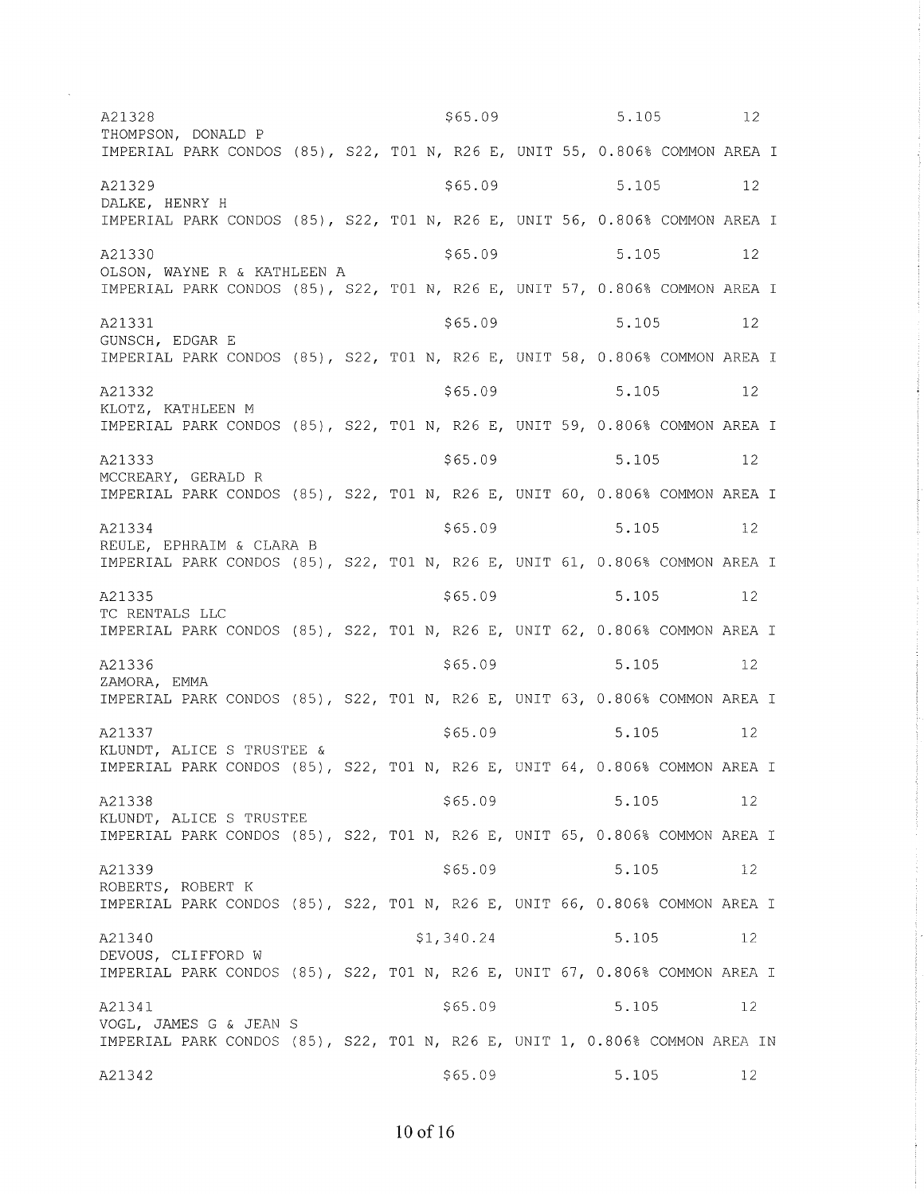A21328 $65.09 5.105 12
THOMPSON, DONALD P
IMPERIAL PARK CONDOS (85), S22, T01 N, R26 E, UNIT 55, 0.806% COMMON AREA I

A21329 $65.09 5.105 12
DALKE, HENRY H
IMPERIAL PARK CONDOS (85), S22, T01 N, R26 E, UNIT 56, 0.806% COMMON AREA I

A21330 $65.09 5.105 12
OLSON, WAYNE R & KATHLEEN A
IMPERIAL PARK CONDOS (85), S22, T01 N, R26 E, UNIT 57, 0.806% COMMON AREA I

A21331 $65.09 5.105 12
GUNSCH, EDGAR E
IMPERIAL PARK CONDOS (85), S22, T01 N, R26 E, UNIT 58, 0.806% COMMON AREA I

A21332 $65.09 5.105 12
KLOTZ, KATHLEEN M
IMPERIAL PARK CONDOS (85), S22, T01 N, R26 E, UNIT 59, 0.806% COMMON AREA I

A21333 $65.09 5.105 12
MCCREARY, GERALD R
IMPERIAL PARK CONDOS (85), S22, T01 N, R26 E, UNIT 60, 0.806% COMMON AREA I

A21334 $65.09 5.105 12
REULE, EPHRAIM & CLARA B
IMPERIAL PARK CONDOS (85), S22, T01 N, R26 E, UNIT 61, 0.806% COMMON AREA I

A21335 $65.09 5.105 12
TC RENTALS LLC
IMPERIAL PARK CONDOS (85), S22, T01 N, R26 E, UNIT 62, 0.806% COMMON AREA I

A21336 $65.09 5.105 12
ZAMORA, EMMA
IMPERIAL PARK CONDOS (85), S22, T01 N, R26 E, UNIT 63, 0.806% COMMON AREA I

A21337 $65.09 5.105 12
KLUNDT, ALICE S TRUSTEE &
IMPERIAL PARK CONDOS (85), S22, T01 N, R26 E, UNIT 64, 0.806% COMMON AREA I

A21338 $65.09 5.105 12
KLUNDT, ALICE S TRUSTEE
IMPERIAL PARK CONDOS (85), S22, T01 N, R26 E, UNIT 65, 0.806% COMMON AREA I

A21339 $65.09 5.105 12
ROBERTS, ROBERT K
IMPERIAL PARK CONDOS (85), S22, T01 N, R26 E, UNIT 66, 0.806% COMMON AREA I

A21340 $1,340.24 5.105 12
DEVOUS, CLIFFORD W
IMPERIAL PARK CONDOS (85), S22, T01 N, R26 E, UNIT 67, 0.806% COMMON AREA I

A21341 $65.09 5.105 12
VOGL, JAMES G & JEAN S
IMPERIAL PARK CONDOS (85), S22, T01 N, R26 E, UNIT 1, 0.806% COMMON AREA IN

A21342 $65.09 5.105 12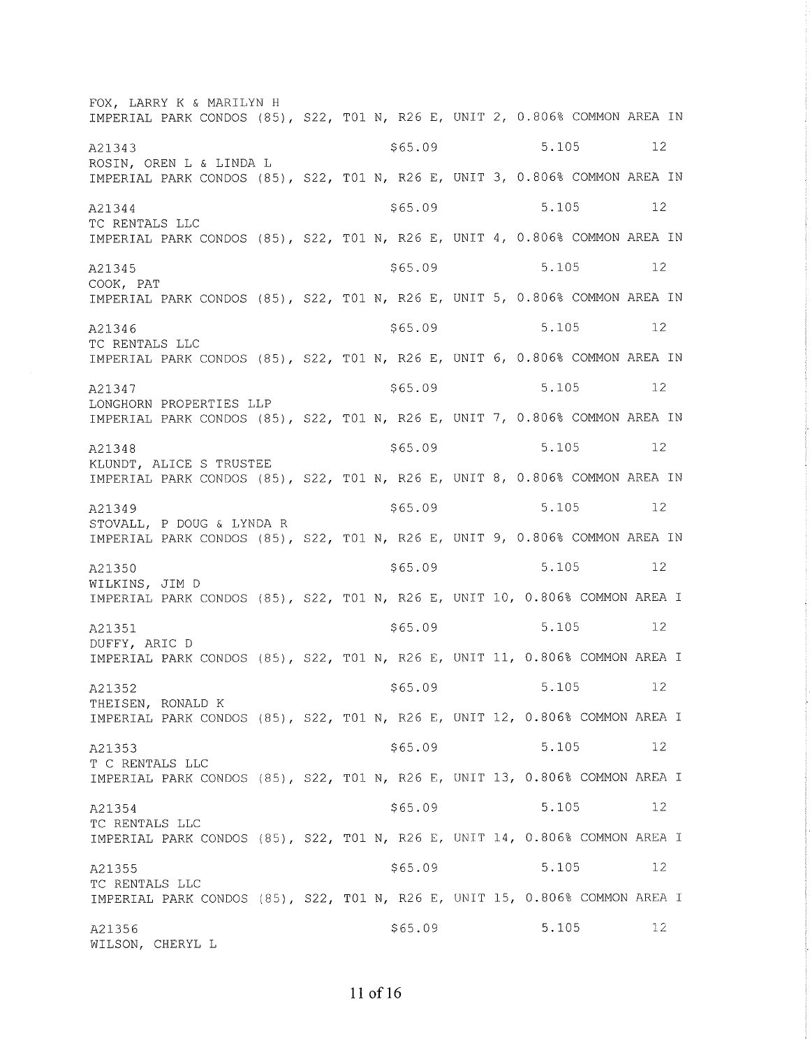FOX, LARRY K & MARILYN H
IMPERIAL PARK CONDOS (85), S22, T01 N, R26 E, UNIT 2, 0.806% COMMON AREA IN

A21343 $65.09 5.105 12
ROSIN, OREN L & LINDA L
IMPERIAL PARK CONDOS (85), S22, T01 N, R26 E, UNIT 3, 0.806% COMMON AREA IN

A21344 $65.09 5.105 12
TC RENTALS LLC
IMPERIAL PARK CONDOS (85), S22, T01 N, R26 E, UNIT 4, 0.806% COMMON AREA IN

A21345 $65.09 5.105 12
COOK, PAT
IMPERIAL PARK CONDOS (85), S22, T01 N, R26 E, UNIT 5, 0.806% COMMON AREA IN

A21346 $65.09 5.105 12
TC RENTALS LLC
IMPERIAL PARK CONDOS (85), S22, T01 N, R26 E, UNIT 6, 0.806% COMMON AREA IN

A21347 $65.09 5.105 12
LONGHORN PROPERTIES LLP
IMPERIAL PARK CONDOS (85), S22, T01 N, R26 E, UNIT 7, 0.806% COMMON AREA IN

A21348 $65.09 5.105 12
KLUNDT, ALICE S TRUSTEE
IMPERIAL PARK CONDOS (85), S22, T01 N, R26 E, UNIT 8, 0.806% COMMON AREA IN

A21349 $65.09 5.105 12
STOVALL, P DOUG & LYNDA R
IMPERIAL PARK CONDOS (85), S22, T01 N, R26 E, UNIT 9, 0.806% COMMON AREA IN

A21350 $65.09 5.105 12
WILKINS, JIM D
IMPERIAL PARK CONDOS (85), S22, T01 N, R26 E, UNIT 10, 0.806% COMMON AREA I

A21351 $65.09 5.105 12
DUFFY, ARIC D
IMPERIAL PARK CONDOS (85), S22, T01 N, R26 E, UNIT 11, 0.806% COMMON AREA I

A21352 $65.09 5.105 12
THEISEN, RONALD K
IMPERIAL PARK CONDOS (85), S22, T01 N, R26 E, UNIT 12, 0.806% COMMON AREA I

A21353 $65.09 5.105 12
T C RENTALS LLC
IMPERIAL PARK CONDOS (85), S22, T01 N, R26 E, UNIT 13, 0.806% COMMON AREA I

A21354 $65.09 5.105 12
TC RENTALS LLC
IMPERIAL PARK CONDOS (85), S22, T01 N, R26 E, UNIT 14, 0.806% COMMON AREA I

A21355 $65.09 5.105 12
TC RENTALS LLC
IMPERIAL PARK CONDOS (85), S22, T01 N, R26 E, UNIT 15, 0.806% COMMON AREA I

A21356 $65.09 5.105 12
WILSON, CHERYL L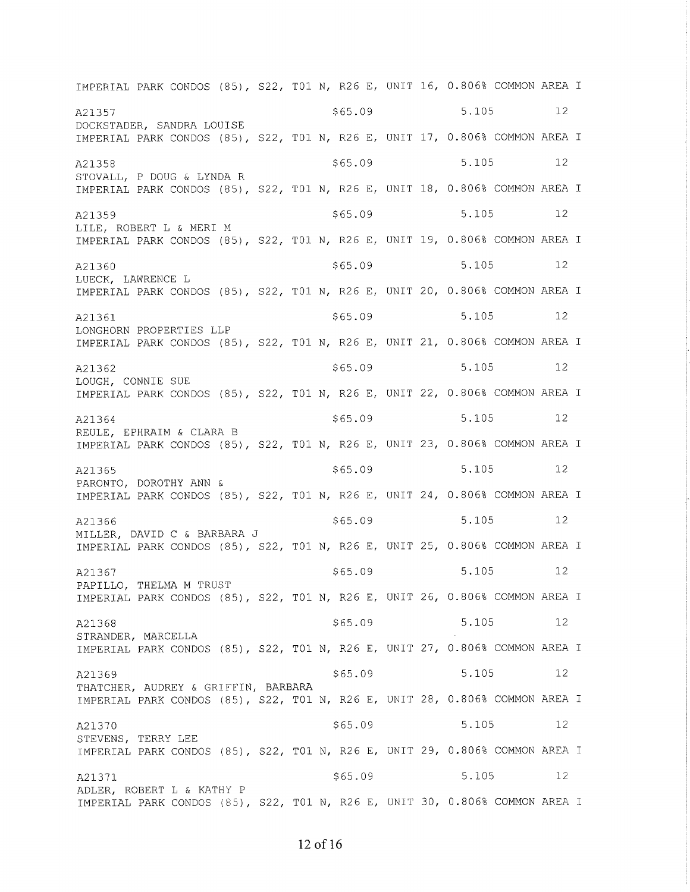IMPERIAL PARK CONDOS (85), S22, T01 N, R26 E, UNIT 16, 0.806% COMMON AREA I

A21357 $65.09 5.105 12
DOCKSTADER, SANDRA LOUISE
IMPERIAL PARK CONDOS (85), S22, T01 N, R26 E, UNIT 17, 0.806% COMMON AREA I

A21358 $65.09 5.105 12
STOVALL, P DOUG & LYNDA R
IMPERIAL PARK CONDOS (85), S22, T01 N, R26 E, UNIT 18, 0.806% COMMON AREA I

A21359 $65.09 5.105 12
LILE, ROBERT L & MERI M
IMPERIAL PARK CONDOS (85), S22, T01 N, R26 E, UNIT 19, 0.806% COMMON AREA I

A21360 $65.09 5.105 12
LUECK, LAWRENCE L
IMPERIAL PARK CONDOS (85), S22, T01 N, R26 E, UNIT 20, 0.806% COMMON AREA I

A21361 $65.09 5.105 12
LONGHORN PROPERTIES LLP
IMPERIAL PARK CONDOS (85), S22, T01 N, R26 E, UNIT 21, 0.806% COMMON AREA I

A21362 $65.09 5.105 12
LOUGH, CONNIE SUE
IMPERIAL PARK CONDOS (85), S22, T01 N, R26 E, UNIT 22, 0.806% COMMON AREA I

A21364 $65.09 5.105 12
REULE, EPHRAIM & CLARA B
IMPERIAL PARK CONDOS (85), S22, T01 N, R26 E, UNIT 23, 0.806% COMMON AREA I

A21365 $65.09 5.105 12
PARONTO, DOROTHY ANN &
IMPERIAL PARK CONDOS (85), S22, T01 N, R26 E, UNIT 24, 0.806% COMMON AREA I

A21366 $65.09 5.105 12
MILLER, DAVID C & BARBARA J
IMPERIAL PARK CONDOS (85), S22, T01 N, R26 E, UNIT 25, 0.806% COMMON AREA I

A21367 $65.09 5.105 12
PAPILLO, THELMA M TRUST
IMPERIAL PARK CONDOS (85), S22, T01 N, R26 E, UNIT 26, 0.806% COMMON AREA I

A21368 $65.09 5.105 12
STRANDER, MARCELLA
IMPERIAL PARK CONDOS (85), S22, T01 N, R26 E, UNIT 27, 0.806% COMMON AREA I

A21369 $65.09 5.105 12
THATCHER, AUDREY & GRIFFIN, BARBARA
IMPERIAL PARK CONDOS (85), S22, T01 N, R26 E, UNIT 28, 0.806% COMMON AREA I

A21370 $65.09 5.105 12
STEVENS, TERRY LEE
IMPERIAL PARK CONDOS (85), S22, T01 N, R26 E, UNIT 29, 0.806% COMMON AREA I

A21371 $65.09 5.105 12
ADLER, ROBERT L & KATHY P
IMPERIAL PARK CONDOS (85), S22, T01 N, R26 E, UNIT 30, 0.806% COMMON AREA I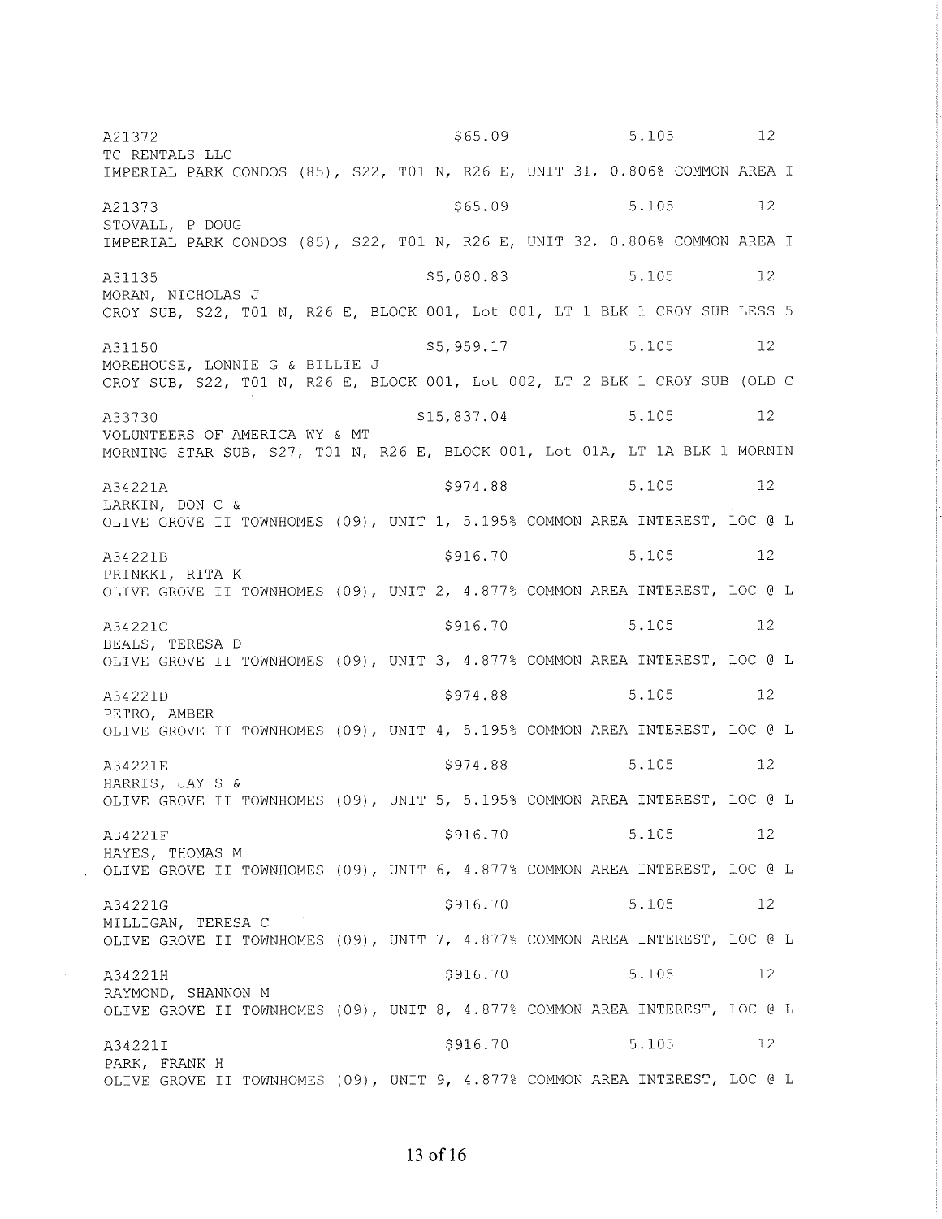A21372 $65.09 5.105 12
TC RENTALS LLC
IMPERIAL PARK CONDOS (85), S22, T01 N, R26 E, UNIT 31, 0.806% COMMON AREA I

A21373 $65.09 5.105 12
STOVALL, P DOUG
IMPERIAL PARK CONDOS (85), S22, T01 N, R26 E, UNIT 32, 0.806% COMMON AREA I

A31135 $5,080.83 5.105 12
MORAN, NICHOLAS J
CROY SUB, S22, T01 N, R26 E, BLOCK 001, Lot 001, LT 1 BLK 1 CROY SUB LESS 5

A31150 $5,959.17 5.105 12
MOREHOUSE, LONNIE G & BILLIE J
CROY SUB, S22, T01 N, R26 E, BLOCK 001, Lot 002, LT 2 BLK 1 CROY SUB (OLD C

A33730 $15,837.04 5.105 12
VOLUNTEERS OF AMERICA WY & MT
MORNING STAR SUB, S27, T01 N, R26 E, BLOCK 001, Lot 01A, LT 1A BLK 1 MORNIN

A34221A $974.88 5.105 12
LARKIN, DON C &
OLIVE GROVE II TOWNHOMES (09), UNIT 1, 5.195% COMMON AREA INTEREST, LOC @ L

A34221B $916.70 5.105 12
PRINKKI, RITA K
OLIVE GROVE II TOWNHOMES (09), UNIT 2, 4.877% COMMON AREA INTEREST, LOC @ L

A34221C $916.70 5.105 12
BEALS, TERESA D
OLIVE GROVE II TOWNHOMES (09), UNIT 3, 4.877% COMMON AREA INTEREST, LOC @ L

A34221D $974.88 5.105 12
PETRO, AMBER
OLIVE GROVE II TOWNHOMES (09), UNIT 4, 5.195% COMMON AREA INTEREST, LOC @ L

A34221E $974.88 5.105 12
HARRIS, JAY S &
OLIVE GROVE II TOWNHOMES (09), UNIT 5, 5.195% COMMON AREA INTEREST, LOC @ L

A34221F $916.70 5.105 12
HAYES, THOMAS M
OLIVE GROVE II TOWNHOMES (09), UNIT 6, 4.877% COMMON AREA INTEREST, LOC @ L

A34221G $916.70 5.105 12
MILLIGAN, TERESA C
OLIVE GROVE II TOWNHOMES (09), UNIT 7, 4.877% COMMON AREA INTEREST, LOC @ L

A34221H $916.70 5.105 12
RAYMOND, SHANNON M
OLIVE GROVE II TOWNHOMES (09), UNIT 8, 4.877% COMMON AREA INTEREST, LOC @ L

A34221I $916.70 5.105 12
PARK, FRANK H
OLIVE GROVE II TOWNHOMES (09), UNIT 9, 4.877% COMMON AREA INTEREST, LOC @ L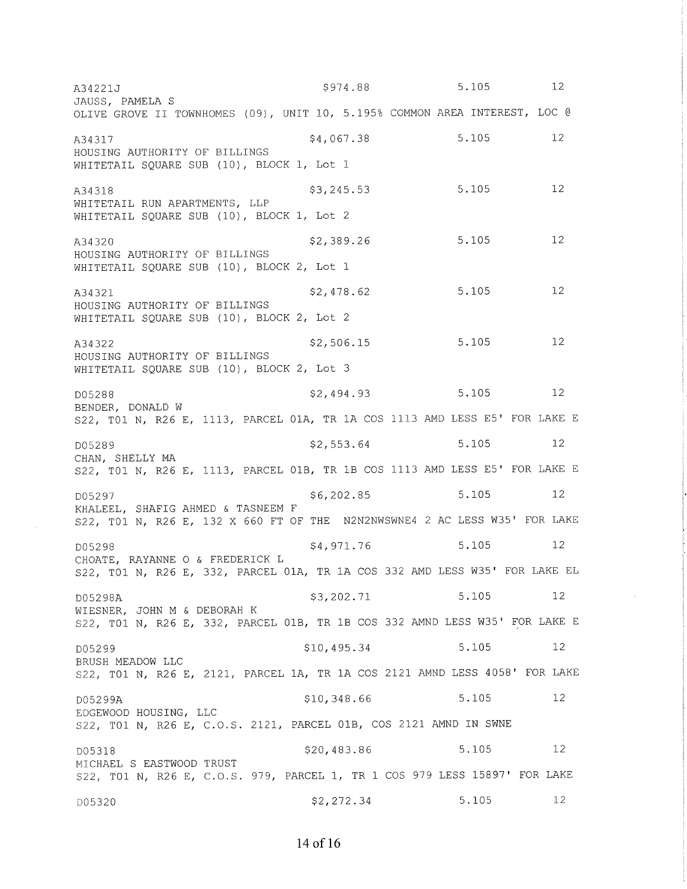A34221J $974.88 5.105 12
JAUSS, PAMELA S
OLIVE GROVE II TOWNHOMES (09), UNIT 10, 5.195% COMMON AREA INTEREST, LOC @

A34317 $4,067.38 5.105 12
HOUSING AUTHORITY OF BILLINGS
WHITETAIL SQUARE SUB (10), BLOCK 1, Lot 1

A34318 $3,245.53 5.105 12
WHITETAIL RUN APARTMENTS, LLP
WHITETAIL SQUARE SUB (10), BLOCK 1, Lot 2

A34320 $2,389.26 5.105 12
HOUSING AUTHORITY OF BILLINGS
WHITETAIL SQUARE SUB (10), BLOCK 2, Lot 1

A34321 $2,478.62 5.105 12
HOUSING AUTHORITY OF BILLINGS
WHITETAIL SQUARE SUB (10), BLOCK 2, Lot 2

A34322 $2,506.15 5.105 12
HOUSING AUTHORITY OF BILLINGS
WHITETAIL SQUARE SUB (10), BLOCK 2, Lot 3

D05288 $2,494.93 5.105 12
BENDER, DONALD W
S22, T01 N, R26 E, 1113, PARCEL 01A, TR 1A COS 1113 AMD LESS E5' FOR LAKE E

D05289 $2,553.64 5.105 12
CHAN, SHELLY MA
S22, T01 N, R26 E, 1113, PARCEL 01B, TR 1B COS 1113 AMD LESS E5' FOR LAKE E

D05297 $6,202.85 5.105 12
KHALEEL, SHAFIG AHMED & TASNEEM F
S22, T01 N, R26 E, 132 X 660 FT OF THE N2N2NWSWNE4 2 AC LESS W35' FOR LAKE

D05298 $4,971.76 5.105 12
CHOATE, RAYANNE O & FREDERICK L
S22, T01 N, R26 E, 332, PARCEL 01A, TR 1A COS 332 AMD LESS W35' FOR LAKE EL

D05298A $3,202.71 5.105 12
WIESNER, JOHN M & DEBORAH K
S22, T01 N, R26 E, 332, PARCEL 01B, TR 1B COS 332 AMND LESS W35' FOR LAKE E

D05299 $10,495.34 5.105 12
BRUSH MEADOW LLC
S22, T01 N, R26 E, 2121, PARCEL 1A, TR 1A COS 2121 AMND LESS 4058' FOR LAKE

D05299A $10,348.66 5.105 12
EDGEWOOD HOUSING, LLC
S22, T01 N, R26 E, C.O.S. 2121, PARCEL 01B, COS 2121 AMND IN SWNE

D05318 $20,483.86 5.105 12
MICHAEL S EASTWOOD TRUST
S22, T01 N, R26 E, C.O.S. 979, PARCEL 1, TR 1 COS 979 LESS 15897' FOR LAKE

D05320 $2,272.34 5.105 12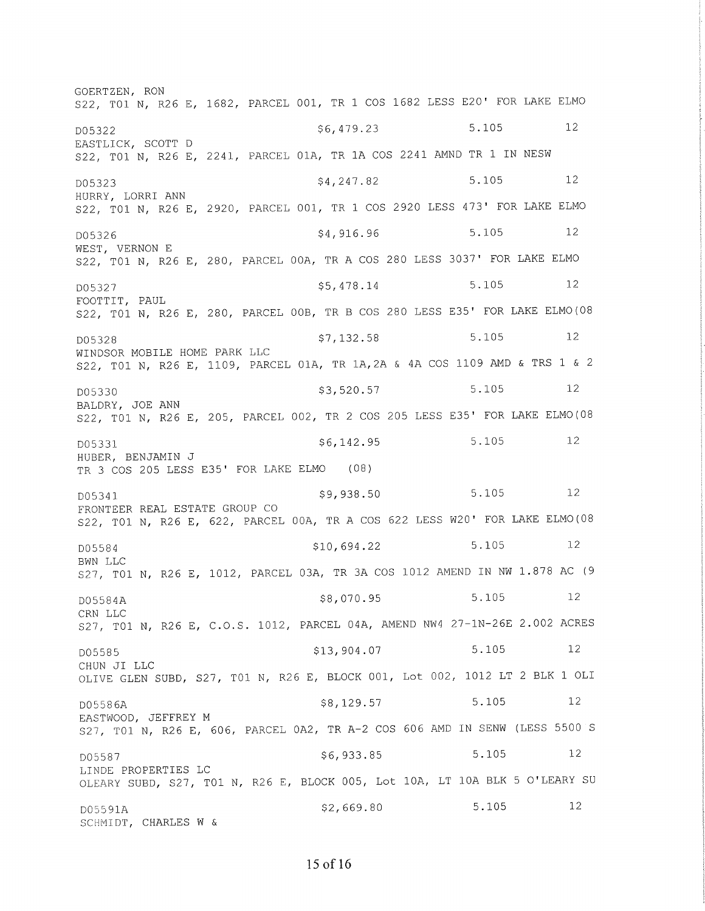GOERTZEN, RON
S22, T01 N, R26 E, 1682, PARCEL 001, TR 1 COS 1682 LESS E20' FOR LAKE ELMO

D05322 $6,479.23 5.105 12
EASTLICK, SCOTT D
S22, T01 N, R26 E, 2241, PARCEL 01A, TR 1A COS 2241 AMND TR 1 IN NESW

D05323 $4,247.82 5.105 12
HURRY, LORRI ANN
S22, T01 N, R26 E, 2920, PARCEL 001, TR 1 COS 2920 LESS 473' FOR LAKE ELMO

D05326 $4,916.96 5.105 12
WEST, VERNON E
S22, T01 N, R26 E, 280, PARCEL 00A, TR A COS 280 LESS 3037' FOR LAKE ELMO

D05327 $5,478.14 5.105 12
FOOTTIT, PAUL
S22, T01 N, R26 E, 280, PARCEL 00B, TR B COS 280 LESS E35' FOR LAKE ELMO(08

D05328 $7,132.58 5.105 12
WINDSOR MOBILE HOME PARK LLC
S22, T01 N, R26 E, 1109, PARCEL 01A, TR 1A,2A & 4A COS 1109 AMD & TRS 1 & 2

D05330 $3,520.57 5.105 12
BALDRY, JOE ANN
S22, T01 N, R26 E, 205, PARCEL 002, TR 2 COS 205 LESS E35' FOR LAKE ELMO(08

D05331 $6,142.95 5.105 12
HUBER, BENJAMIN J
TR 3 COS 205 LESS E35' FOR LAKE ELMO (08)

D05341 $9,938.50 5.105 12
FRONTEER REAL ESTATE GROUP CO
S22, T01 N, R26 E, 622, PARCEL 00A, TR A COS 622 LESS W20' FOR LAKE ELMO(08

D05584 $10,694.22 5.105 12
BWN LLC
S27, T01 N, R26 E, 1012, PARCEL 03A, TR 3A COS 1012 AMEND IN NW 1.878 AC (9

D05584A $8,070.95 5.105 12
CRN LLC
S27, T01 N, R26 E, C.O.S. 1012, PARCEL 04A, AMEND NW4 27-1N-26E 2.002 ACRES

D05585 $13,904.07 5.105 12
CHUN JI LLC
OLIVE GLEN SUBD, S27, T01 N, R26 E, BLOCK 001, Lot 002, 1012 LT 2 BLK 1 OLI

D05586A $8,129.57 5.105 12
EASTWOOD, JEFFREY M
S27, T01 N, R26 E, 606, PARCEL 0A2, TR A-2 COS 606 AMD IN SENW (LESS 5500 S

D05587 $6,933.85 5.105 12
LINDE PROPERTIES LC
OLEARY SUBD, S27, T01 N, R26 E, BLOCK 005, Lot 10A, LT 10A BLK 5 O'LEARY SU

D05591A $2,669.80 5.105 12
SCHMIDT, CHARLES W &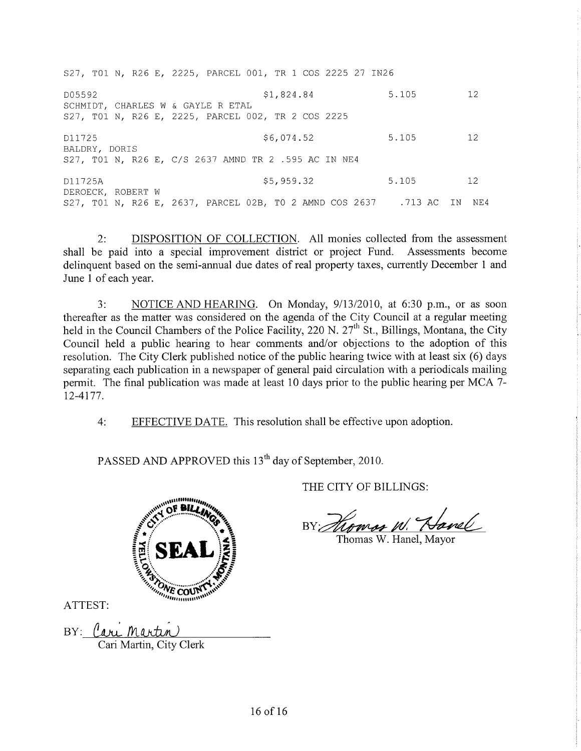S27, T01 N, R26 E, 2225, PARCEL 001, TR 1 COS 2225 27 IN26

| | | | |
|---|---|---|---|
| D05592 | $1,824.84 | 5.105 | 12 |

SCHMIDT, CHARLES W & GAYLE R ETAL
S27, T01 N, R26 E, 2225, PARCEL 002, TR 2 COS 2225

| | | | |
|---|---|---|---|
| D11725 | $6,074.52 | 5.105 | 12 |

BALDRY, DORIS
S27, T01 N, R26 E, C/S 2637 AMND TR 2 .595 AC IN NE4

| | | | |
|---|---|---|---|
| D11725A | $5,959.32 | 5.105 | 12 |

DEROECK, ROBERT W
S27, T01 N, R26 E, 2637, PARCEL 02B, TO 2 AMND COS 2637 .713 AC IN NE4

2: DISPOSITION OF COLLECTION. All monies collected from the assessment shall be paid into a special improvement district or project Fund. Assessments become delinquent based on the semi-annual due dates of real property taxes, currently December 1 and June 1 of each year.

3: NOTICE AND HEARING. On Monday, 9/13/2010, at 6:30 p.m., or as soon thereafter as the matter was considered on the agenda of the City Council at a regular meeting held in the Council Chambers of the Police Facility, 220 N. 27th St., Billings, Montana, the City Council held a public hearing to hear comments and/or objections to the adoption of this resolution. The City Clerk published notice of the public hearing twice with at least six (6) days separating each publication in a newspaper of general paid circulation with a periodicals mailing permit. The final publication was made at least 10 days prior to the public hearing per MCA 7-12-4177.

4: EFFECTIVE DATE. This resolution shall be effective upon adoption.

PASSED AND APPROVED this 13th day of September, 2010.

THE CITY OF BILLINGS:

BY: *Thomas W. Hanel*
Thomas W. Hanel, Mayor

CITY OF BILLINGS SEAL YELLOWSTONE COUNTY, MONTANA

ATTEST:

BY: *Cari Martin*
Cari Martin, City Clerk